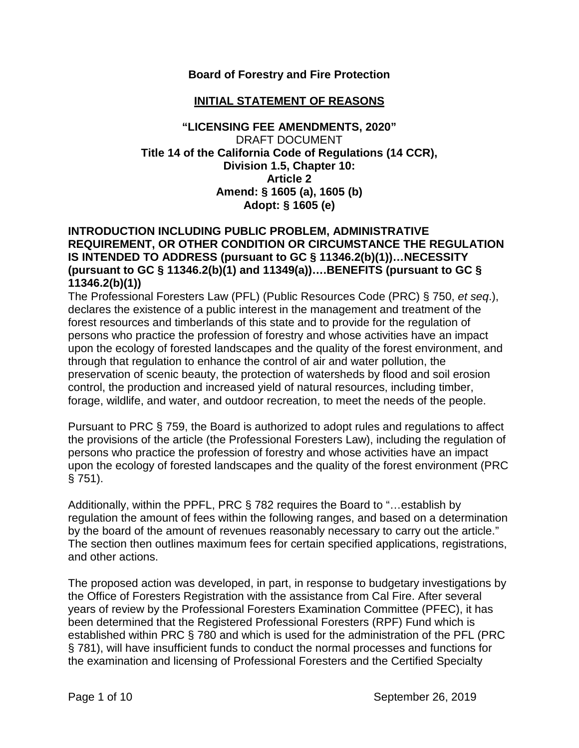**Board of Forestry and Fire Protection**

**INITIAL STATEMENT OF REASONS**

**"LICENSING FEE AMENDMENTS, 2020"**
DRAFT DOCUMENT
**Title 14 of the California Code of Regulations (14 CCR),**
**Division 1.5, Chapter 10:**
**Article 2**
**Amend: § 1605 (a), 1605 (b)**
**Adopt: § 1605 (e)**

**INTRODUCTION INCLUDING PUBLIC PROBLEM, ADMINISTRATIVE REQUIREMENT, OR OTHER CONDITION OR CIRCUMSTANCE THE REGULATION IS INTENDED TO ADDRESS (pursuant to GC § 11346.2(b)(1))…NECESSITY (pursuant to GC § 11346.2(b)(1) and 11349(a))….BENEFITS (pursuant to GC § 11346.2(b)(1))**

The Professional Foresters Law (PFL) (Public Resources Code (PRC) § 750, *et seq*.), declares the existence of a public interest in the management and treatment of the forest resources and timberlands of this state and to provide for the regulation of persons who practice the profession of forestry and whose activities have an impact upon the ecology of forested landscapes and the quality of the forest environment, and through that regulation to enhance the control of air and water pollution, the preservation of scenic beauty, the protection of watersheds by flood and soil erosion control, the production and increased yield of natural resources, including timber, forage, wildlife, and water, and outdoor recreation, to meet the needs of the people.

Pursuant to PRC § 759, the Board is authorized to adopt rules and regulations to affect the provisions of the article (the Professional Foresters Law), including the regulation of persons who practice the profession of forestry and whose activities have an impact upon the ecology of forested landscapes and the quality of the forest environment (PRC § 751).

Additionally, within the PPFL, PRC § 782 requires the Board to "…establish by regulation the amount of fees within the following ranges, and based on a determination by the board of the amount of revenues reasonably necessary to carry out the article." The section then outlines maximum fees for certain specified applications, registrations, and other actions.

The proposed action was developed, in part, in response to budgetary investigations by the Office of Foresters Registration with the assistance from Cal Fire. After several years of review by the Professional Foresters Examination Committee (PFEC), it has been determined that the Registered Professional Foresters (RPF) Fund which is established within PRC § 780 and which is used for the administration of the PFL (PRC § 781), will have insufficient funds to conduct the normal processes and functions for the examination and licensing of Professional Foresters and the Certified Specialty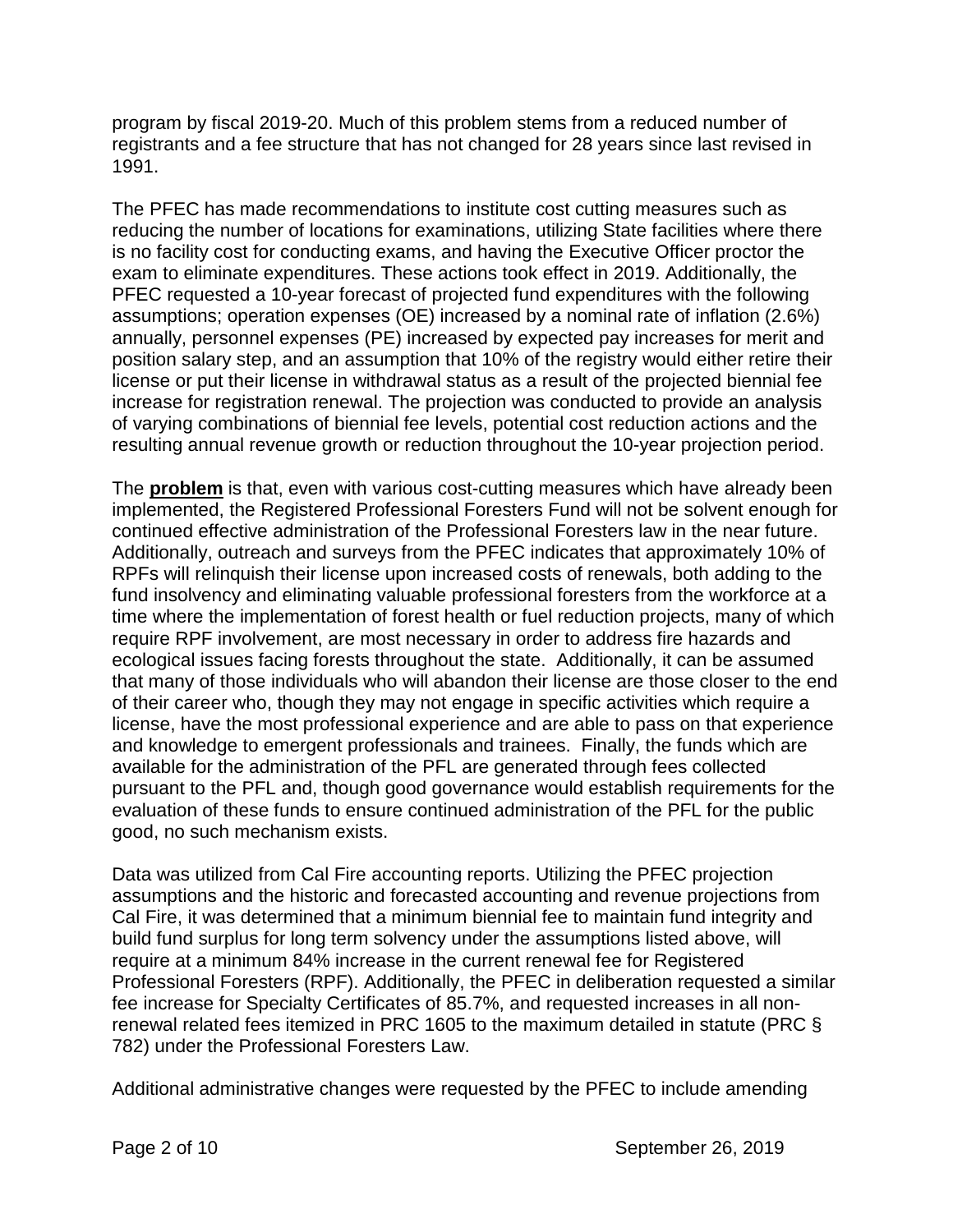program by fiscal 2019-20. Much of this problem stems from a reduced number of registrants and a fee structure that has not changed for 28 years since last revised in 1991.

The PFEC has made recommendations to institute cost cutting measures such as reducing the number of locations for examinations, utilizing State facilities where there is no facility cost for conducting exams, and having the Executive Officer proctor the exam to eliminate expenditures. These actions took effect in 2019. Additionally, the PFEC requested a 10-year forecast of projected fund expenditures with the following assumptions; operation expenses (OE) increased by a nominal rate of inflation (2.6%) annually, personnel expenses (PE) increased by expected pay increases for merit and position salary step, and an assumption that 10% of the registry would either retire their license or put their license in withdrawal status as a result of the projected biennial fee increase for registration renewal. The projection was conducted to provide an analysis of varying combinations of biennial fee levels, potential cost reduction actions and the resulting annual revenue growth or reduction throughout the 10-year projection period.

The **problem** is that, even with various cost-cutting measures which have already been implemented, the Registered Professional Foresters Fund will not be solvent enough for continued effective administration of the Professional Foresters law in the near future. Additionally, outreach and surveys from the PFEC indicates that approximately 10% of RPFs will relinquish their license upon increased costs of renewals, both adding to the fund insolvency and eliminating valuable professional foresters from the workforce at a time where the implementation of forest health or fuel reduction projects, many of which require RPF involvement, are most necessary in order to address fire hazards and ecological issues facing forests throughout the state. Additionally, it can be assumed that many of those individuals who will abandon their license are those closer to the end of their career who, though they may not engage in specific activities which require a license, have the most professional experience and are able to pass on that experience and knowledge to emergent professionals and trainees. Finally, the funds which are available for the administration of the PFL are generated through fees collected pursuant to the PFL and, though good governance would establish requirements for the evaluation of these funds to ensure continued administration of the PFL for the public good, no such mechanism exists.

Data was utilized from Cal Fire accounting reports. Utilizing the PFEC projection assumptions and the historic and forecasted accounting and revenue projections from Cal Fire, it was determined that a minimum biennial fee to maintain fund integrity and build fund surplus for long term solvency under the assumptions listed above, will require at a minimum 84% increase in the current renewal fee for Registered Professional Foresters (RPF). Additionally, the PFEC in deliberation requested a similar fee increase for Specialty Certificates of 85.7%, and requested increases in all non-renewal related fees itemized in PRC 1605 to the maximum detailed in statute (PRC § 782) under the Professional Foresters Law.

Additional administrative changes were requested by the PFEC to include amending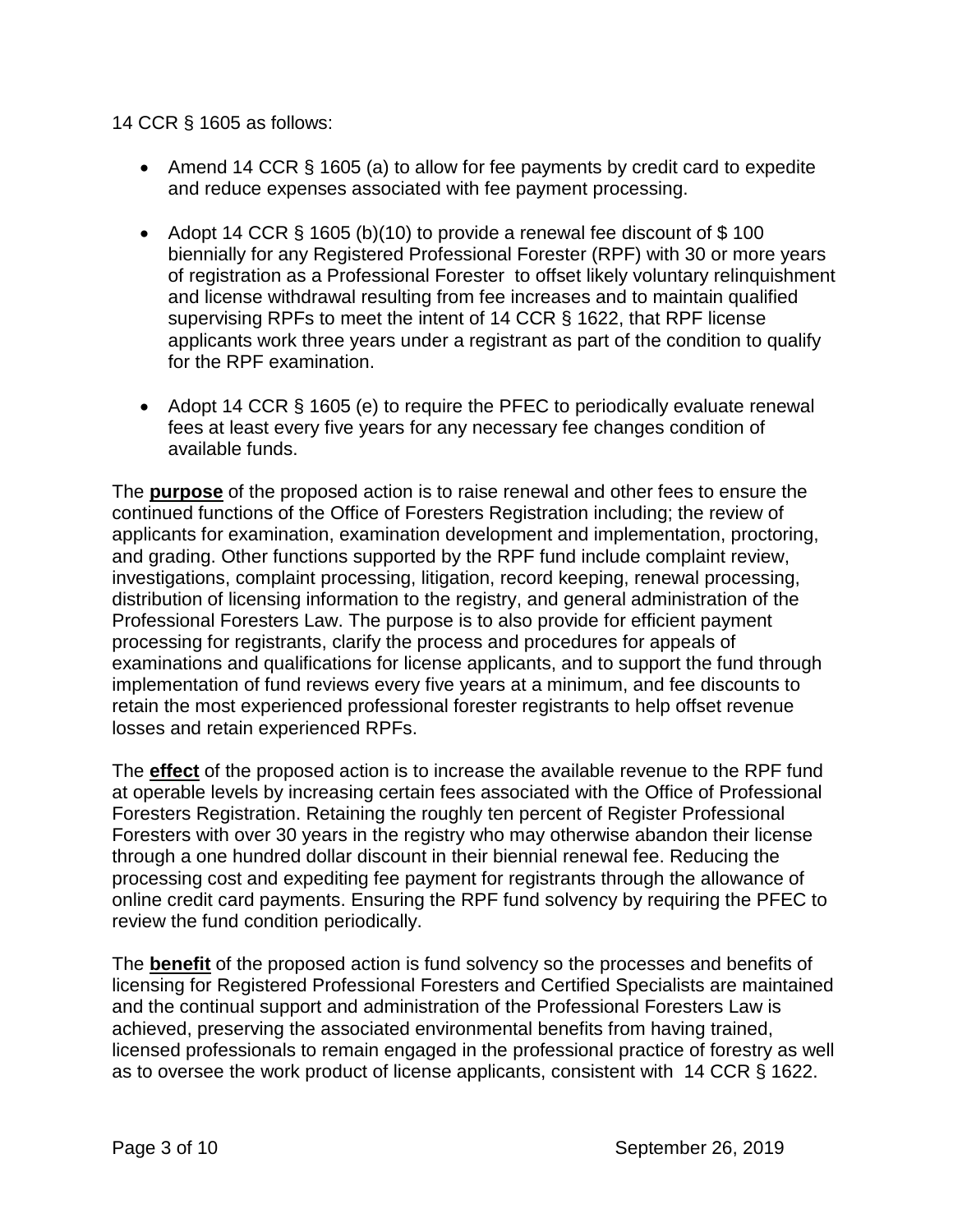14 CCR § 1605 as follows:

- Amend 14 CCR § 1605 (a) to allow for fee payments by credit card to expedite and reduce expenses associated with fee payment processing.

- Adopt 14 CCR § 1605 (b)(10) to provide a renewal fee discount of $ 100 biennially for any Registered Professional Forester (RPF) with 30 or more years of registration as a Professional Forester to offset likely voluntary relinquishment and license withdrawal resulting from fee increases and to maintain qualified supervising RPFs to meet the intent of 14 CCR § 1622, that RPF license applicants work three years under a registrant as part of the condition to qualify for the RPF examination.

- Adopt 14 CCR § 1605 (e) to require the PFEC to periodically evaluate renewal fees at least every five years for any necessary fee changes condition of available funds.

The **purpose** of the proposed action is to raise renewal and other fees to ensure the continued functions of the Office of Foresters Registration including; the review of applicants for examination, examination development and implementation, proctoring, and grading. Other functions supported by the RPF fund include complaint review, investigations, complaint processing, litigation, record keeping, renewal processing, distribution of licensing information to the registry, and general administration of the Professional Foresters Law. The purpose is to also provide for efficient payment processing for registrants, clarify the process and procedures for appeals of examinations and qualifications for license applicants, and to support the fund through implementation of fund reviews every five years at a minimum, and fee discounts to retain the most experienced professional forester registrants to help offset revenue losses and retain experienced RPFs.

The **effect** of the proposed action is to increase the available revenue to the RPF fund at operable levels by increasing certain fees associated with the Office of Professional Foresters Registration. Retaining the roughly ten percent of Register Professional Foresters with over 30 years in the registry who may otherwise abandon their license through a one hundred dollar discount in their biennial renewal fee. Reducing the processing cost and expediting fee payment for registrants through the allowance of online credit card payments. Ensuring the RPF fund solvency by requiring the PFEC to review the fund condition periodically.

The **benefit** of the proposed action is fund solvency so the processes and benefits of licensing for Registered Professional Foresters and Certified Specialists are maintained and the continual support and administration of the Professional Foresters Law is achieved, preserving the associated environmental benefits from having trained, licensed professionals to remain engaged in the professional practice of forestry as well as to oversee the work product of license applicants, consistent with 14 CCR § 1622.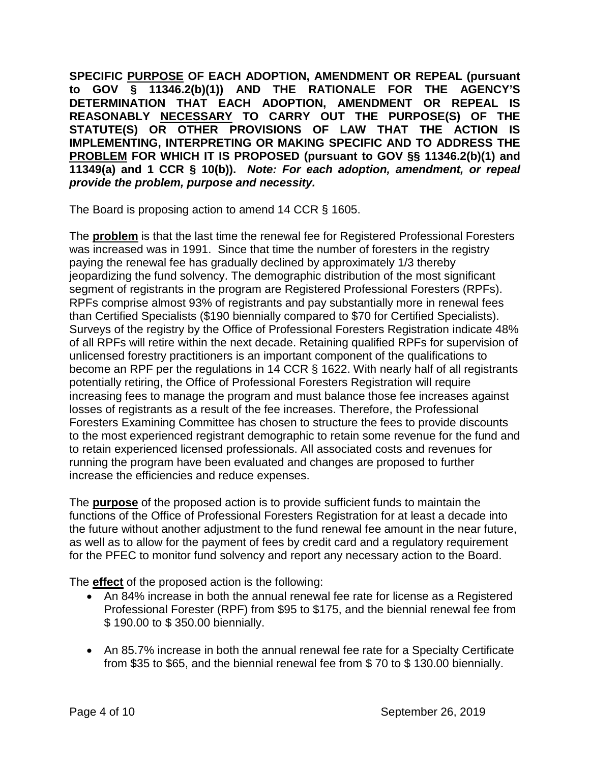**SPECIFIC <u>PURPOSE</u> OF EACH ADOPTION, AMENDMENT OR REPEAL (pursuant to GOV § 11346.2(b)(1)) AND THE RATIONALE FOR THE AGENCY'S DETERMINATION THAT EACH ADOPTION, AMENDMENT OR REPEAL IS REASONABLY <u>NECESSARY</u> TO CARRY OUT THE PURPOSE(S) OF THE STATUTE(S) OR OTHER PROVISIONS OF LAW THAT THE ACTION IS IMPLEMENTING, INTERPRETING OR MAKING SPECIFIC AND TO ADDRESS THE <u>PROBLEM</u> FOR WHICH IT IS PROPOSED (pursuant to GOV §§ 11346.2(b)(1) and 11349(a) and 1 CCR § 10(b)).** ***Note: For each adoption, amendment, or repeal provide the problem, purpose and necessity.***

The Board is proposing action to amend 14 CCR § 1605.

The **<u>problem</u>** is that the last time the renewal fee for Registered Professional Foresters was increased was in 1991. Since that time the number of foresters in the registry paying the renewal fee has gradually declined by approximately 1/3 thereby jeopardizing the fund solvency. The demographic distribution of the most significant segment of registrants in the program are Registered Professional Foresters (RPFs). RPFs comprise almost 93% of registrants and pay substantially more in renewal fees than Certified Specialists ($190 biennially compared to $70 for Certified Specialists). Surveys of the registry by the Office of Professional Foresters Registration indicate 48% of all RPFs will retire within the next decade. Retaining qualified RPFs for supervision of unlicensed forestry practitioners is an important component of the qualifications to become an RPF per the regulations in 14 CCR § 1622. With nearly half of all registrants potentially retiring, the Office of Professional Foresters Registration will require increasing fees to manage the program and must balance those fee increases against losses of registrants as a result of the fee increases. Therefore, the Professional Foresters Examining Committee has chosen to structure the fees to provide discounts to the most experienced registrant demographic to retain some revenue for the fund and to retain experienced licensed professionals. All associated costs and revenues for running the program have been evaluated and changes are proposed to further increase the efficiencies and reduce expenses.

The **<u>purpose</u>** of the proposed action is to provide sufficient funds to maintain the functions of the Office of Professional Foresters Registration for at least a decade into the future without another adjustment to the fund renewal fee amount in the near future, as well as to allow for the payment of fees by credit card and a regulatory requirement for the PFEC to monitor fund solvency and report any necessary action to the Board.

The **<u>effect</u>** of the proposed action is the following:

- An 84% increase in both the annual renewal fee rate for license as a Registered Professional Forester (RPF) from $95 to $175, and the biennial renewal fee from $ 190.00 to $ 350.00 biennially.

- An 85.7% increase in both the annual renewal fee rate for a Specialty Certificate from $35 to $65, and the biennial renewal fee from $ 70 to $ 130.00 biennially.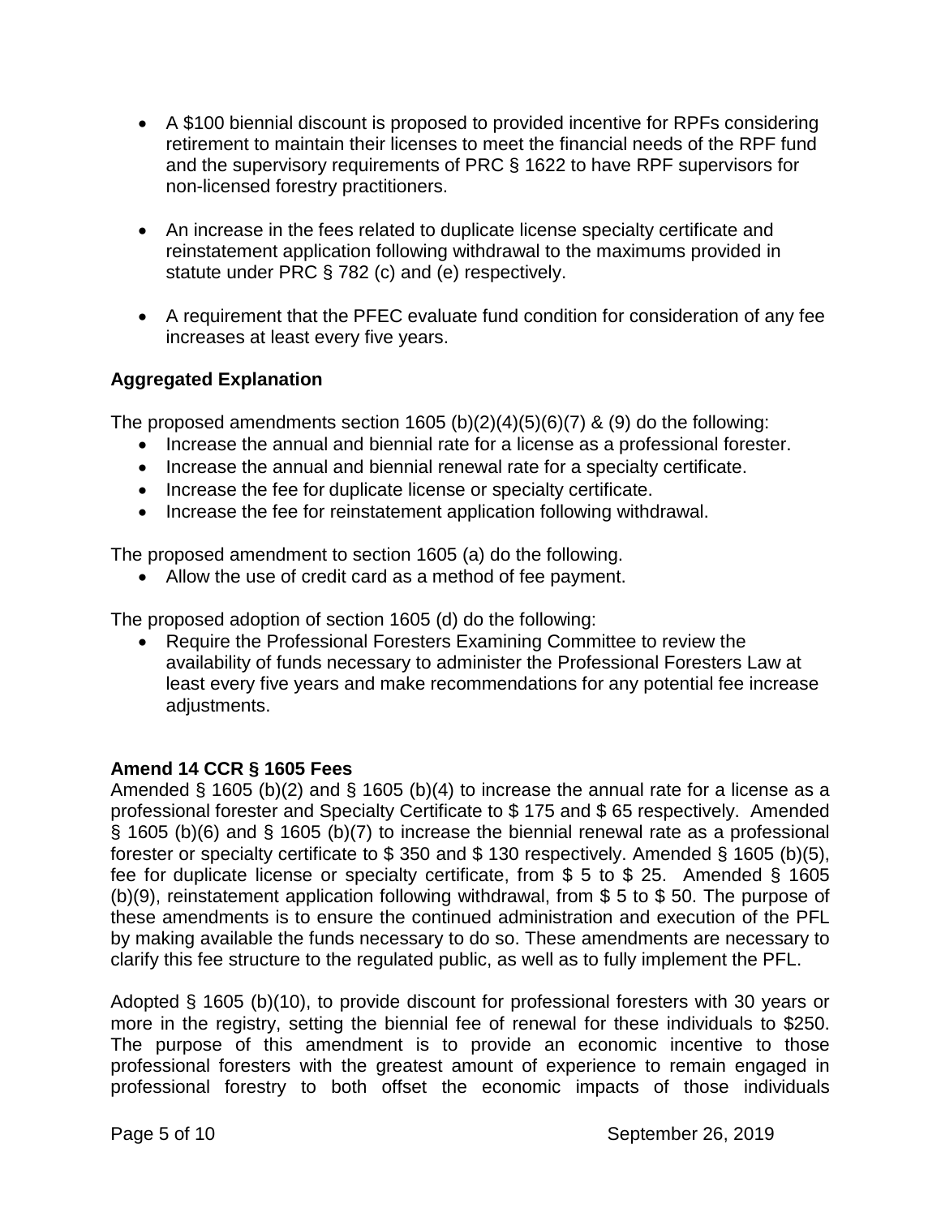- A $100 biennial discount is proposed to provided incentive for RPFs considering retirement to maintain their licenses to meet the financial needs of the RPF fund and the supervisory requirements of PRC § 1622 to have RPF supervisors for non-licensed forestry practitioners.

- An increase in the fees related to duplicate license specialty certificate and reinstatement application following withdrawal to the maximums provided in statute under PRC § 782 (c) and (e) respectively.

- A requirement that the PFEC evaluate fund condition for consideration of any fee increases at least every five years.

### Aggregated Explanation

The proposed amendments section 1605 (b)(2)(4)(5)(6)(7) & (9) do the following:

- Increase the annual and biennial rate for a license as a professional forester.
- Increase the annual and biennial renewal rate for a specialty certificate.
- Increase the fee for duplicate license or specialty certificate.
- Increase the fee for reinstatement application following withdrawal.

The proposed amendment to section 1605 (a) do the following.

- Allow the use of credit card as a method of fee payment.

The proposed adoption of section 1605 (d) do the following:

- Require the Professional Foresters Examining Committee to review the availability of funds necessary to administer the Professional Foresters Law at least every five years and make recommendations for any potential fee increase adjustments.

### Amend 14 CCR § 1605 Fees

Amended § 1605 (b)(2) and § 1605 (b)(4) to increase the annual rate for a license as a professional forester and Specialty Certificate to $ 175 and $ 65 respectively. Amended § 1605 (b)(6) and § 1605 (b)(7) to increase the biennial renewal rate as a professional forester or specialty certificate to $ 350 and $ 130 respectively. Amended § 1605 (b)(5), fee for duplicate license or specialty certificate, from $ 5 to $ 25. Amended § 1605 (b)(9), reinstatement application following withdrawal, from $ 5 to $ 50. The purpose of these amendments is to ensure the continued administration and execution of the PFL by making available the funds necessary to do so. These amendments are necessary to clarify this fee structure to the regulated public, as well as to fully implement the PFL.

Adopted § 1605 (b)(10), to provide discount for professional foresters with 30 years or more in the registry, setting the biennial fee of renewal for these individuals to $250. The purpose of this amendment is to provide an economic incentive to those professional foresters with the greatest amount of experience to remain engaged in professional forestry to both offset the economic impacts of those individuals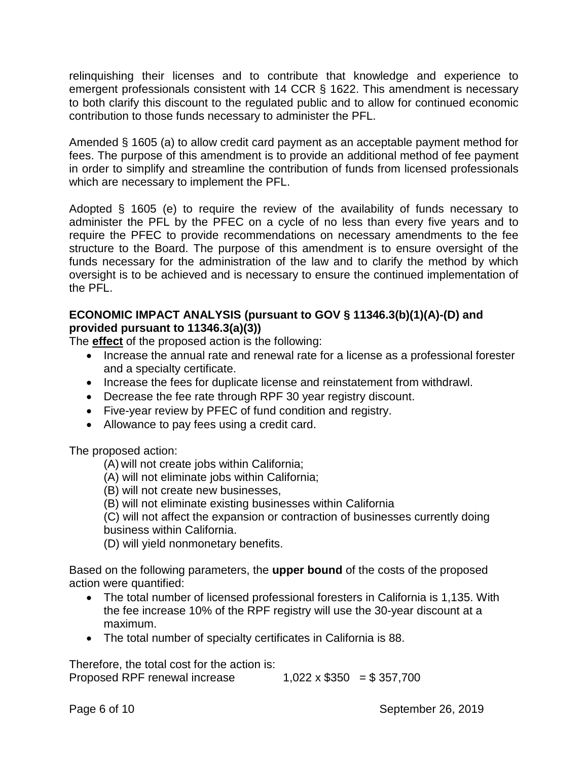relinquishing their licenses and to contribute that knowledge and experience to emergent professionals consistent with 14 CCR § 1622. This amendment is necessary to both clarify this discount to the regulated public and to allow for continued economic contribution to those funds necessary to administer the PFL.

Amended § 1605 (a) to allow credit card payment as an acceptable payment method for fees. The purpose of this amendment is to provide an additional method of fee payment in order to simplify and streamline the contribution of funds from licensed professionals which are necessary to implement the PFL.

Adopted § 1605 (e) to require the review of the availability of funds necessary to administer the PFL by the PFEC on a cycle of no less than every five years and to require the PFEC to provide recommendations on necessary amendments to the fee structure to the Board. The purpose of this amendment is to ensure oversight of the funds necessary for the administration of the law and to clarify the method by which oversight is to be achieved and is necessary to ensure the continued implementation of the PFL.

**ECONOMIC IMPACT ANALYSIS (pursuant to GOV § 11346.3(b)(1)(A)-(D) and provided pursuant to 11346.3(a)(3))**

The **effect** of the proposed action is the following:

- Increase the annual rate and renewal rate for a license as a professional forester and a specialty certificate.
- Increase the fees for duplicate license and reinstatement from withdrawl.
- Decrease the fee rate through RPF 30 year registry discount.
- Five-year review by PFEC of fund condition and registry.
- Allowance to pay fees using a credit card.

The proposed action:

(A) will not create jobs within California;
(A) will not eliminate jobs within California;
(B) will not create new businesses,
(B) will not eliminate existing businesses within California
(C) will not affect the expansion or contraction of businesses currently doing business within California.
(D) will yield nonmonetary benefits.

Based on the following parameters, the **upper bound** of the costs of the proposed action were quantified:

- The total number of licensed professional foresters in California is 1,135. With the fee increase 10% of the RPF registry will use the 30-year discount at a maximum.
- The total number of specialty certificates in California is 88.

Therefore, the total cost for the action is:
Proposed RPF renewal increase 1,022 x $350 = $ 357,700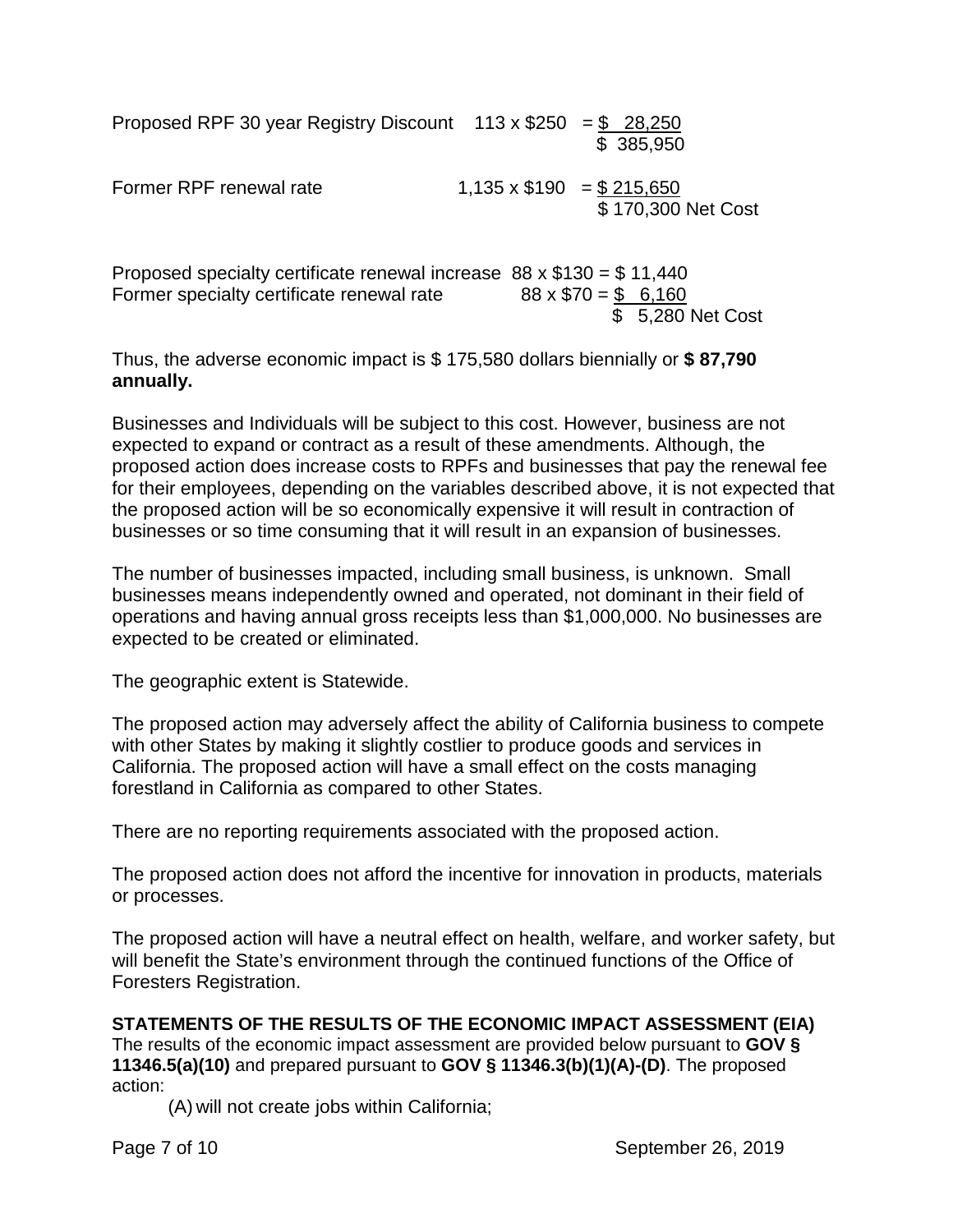Proposed RPF 30 year Registry Discount 113 x $250 = $ 28,250
$ 385,950

Former RPF renewal rate 1,135 x $190 = $ 215,650
$ 170,300 Net Cost

Proposed specialty certificate renewal increase 88 x $130 = $ 11,440
Former specialty certificate renewal rate 88 x $70 = $ 6,160
$ 5,280 Net Cost

Thus, the adverse economic impact is $ 175,580 dollars biennially or **$ 87,790 annually.**

Businesses and Individuals will be subject to this cost. However, business are not expected to expand or contract as a result of these amendments. Although, the proposed action does increase costs to RPFs and businesses that pay the renewal fee for their employees, depending on the variables described above, it is not expected that the proposed action will be so economically expensive it will result in contraction of businesses or so time consuming that it will result in an expansion of businesses.

The number of businesses impacted, including small business, is unknown. Small businesses means independently owned and operated, not dominant in their field of operations and having annual gross receipts less than $1,000,000. No businesses are expected to be created or eliminated.

The geographic extent is Statewide.

The proposed action may adversely affect the ability of California business to compete with other States by making it slightly costlier to produce goods and services in California. The proposed action will have a small effect on the costs managing forestland in California as compared to other States.

There are no reporting requirements associated with the proposed action.

The proposed action does not afford the incentive for innovation in products, materials or processes.

The proposed action will have a neutral effect on health, welfare, and worker safety, but will benefit the State's environment through the continued functions of the Office of Foresters Registration.

**STATEMENTS OF THE RESULTS OF THE ECONOMIC IMPACT ASSESSMENT (EIA)**

The results of the economic impact assessment are provided below pursuant to **GOV § 11346.5(a)(10)** and prepared pursuant to **GOV § 11346.3(b)(1)(A)-(D)**. The proposed action:

(A) will not create jobs within California;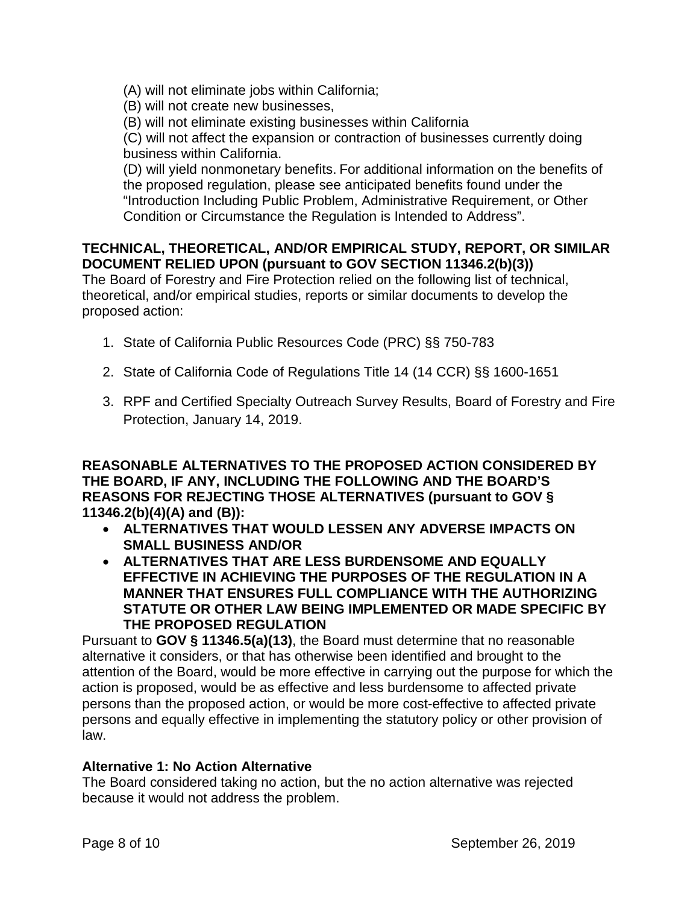(A) will not eliminate jobs within California;

(B) will not create new businesses,

(B) will not eliminate existing businesses within California

(C) will not affect the expansion or contraction of businesses currently doing business within California.

(D) will yield nonmonetary benefits. For additional information on the benefits of the proposed regulation, please see anticipated benefits found under the "Introduction Including Public Problem, Administrative Requirement, or Other Condition or Circumstance the Regulation is Intended to Address".

**TECHNICAL, THEORETICAL, AND/OR EMPIRICAL STUDY, REPORT, OR SIMILAR DOCUMENT RELIED UPON (pursuant to GOV SECTION 11346.2(b)(3))**

The Board of Forestry and Fire Protection relied on the following list of technical, theoretical, and/or empirical studies, reports or similar documents to develop the proposed action:

1. State of California Public Resources Code (PRC) §§ 750-783
2. State of California Code of Regulations Title 14 (14 CCR) §§ 1600-1651
3. RPF and Certified Specialty Outreach Survey Results, Board of Forestry and Fire Protection, January 14, 2019.

**REASONABLE ALTERNATIVES TO THE PROPOSED ACTION CONSIDERED BY THE BOARD, IF ANY, INCLUDING THE FOLLOWING AND THE BOARD'S REASONS FOR REJECTING THOSE ALTERNATIVES (pursuant to GOV § 11346.2(b)(4)(A) and (B)):**

- **ALTERNATIVES THAT WOULD LESSEN ANY ADVERSE IMPACTS ON SMALL BUSINESS AND/OR**
- **ALTERNATIVES THAT ARE LESS BURDENSOME AND EQUALLY EFFECTIVE IN ACHIEVING THE PURPOSES OF THE REGULATION IN A MANNER THAT ENSURES FULL COMPLIANCE WITH THE AUTHORIZING STATUTE OR OTHER LAW BEING IMPLEMENTED OR MADE SPECIFIC BY THE PROPOSED REGULATION**

Pursuant to **GOV § 11346.5(a)(13)**, the Board must determine that no reasonable alternative it considers, or that has otherwise been identified and brought to the attention of the Board, would be more effective in carrying out the purpose for which the action is proposed, would be as effective and less burdensome to affected private persons than the proposed action, or would be more cost-effective to affected private persons and equally effective in implementing the statutory policy or other provision of law.

**Alternative 1: No Action Alternative**

The Board considered taking no action, but the no action alternative was rejected because it would not address the problem.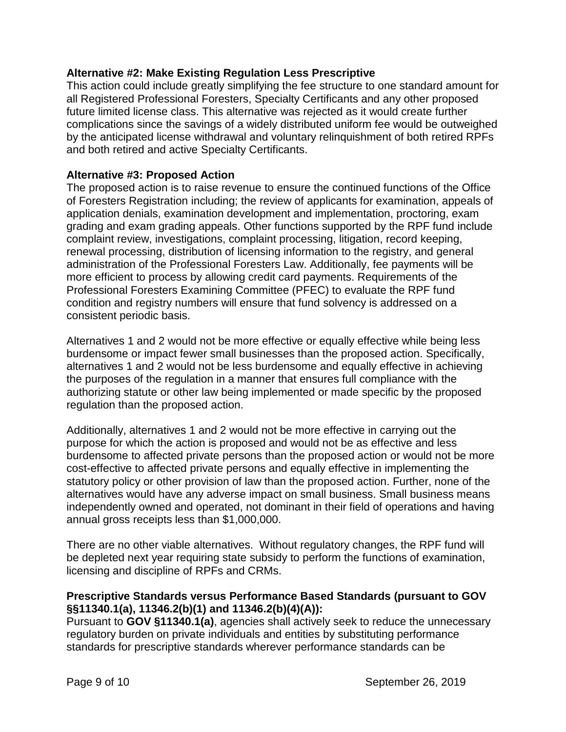**Alternative #2: Make Existing Regulation Less Prescriptive**
This action could include greatly simplifying the fee structure to one standard amount for all Registered Professional Foresters, Specialty Certificants and any other proposed future limited license class. This alternative was rejected as it would create further complications since the savings of a widely distributed uniform fee would be outweighed by the anticipated license withdrawal and voluntary relinquishment of both retired RPFs and both retired and active Specialty Certificants.

**Alternative #3: Proposed Action**
The proposed action is to raise revenue to ensure the continued functions of the Office of Foresters Registration including; the review of applicants for examination, appeals of application denials, examination development and implementation, proctoring, exam grading and exam grading appeals. Other functions supported by the RPF fund include complaint review, investigations, complaint processing, litigation, record keeping, renewal processing, distribution of licensing information to the registry, and general administration of the Professional Foresters Law. Additionally, fee payments will be more efficient to process by allowing credit card payments. Requirements of the Professional Foresters Examining Committee (PFEC) to evaluate the RPF fund condition and registry numbers will ensure that fund solvency is addressed on a consistent periodic basis.

Alternatives 1 and 2 would not be more effective or equally effective while being less burdensome or impact fewer small businesses than the proposed action. Specifically, alternatives 1 and 2 would not be less burdensome and equally effective in achieving the purposes of the regulation in a manner that ensures full compliance with the authorizing statute or other law being implemented or made specific by the proposed regulation than the proposed action.

Additionally, alternatives 1 and 2 would not be more effective in carrying out the purpose for which the action is proposed and would not be as effective and less burdensome to affected private persons than the proposed action or would not be more cost-effective to affected private persons and equally effective in implementing the statutory policy or other provision of law than the proposed action. Further, none of the alternatives would have any adverse impact on small business. Small business means independently owned and operated, not dominant in their field of operations and having annual gross receipts less than $1,000,000.

There are no other viable alternatives. Without regulatory changes, the RPF fund will be depleted next year requiring state subsidy to perform the functions of examination, licensing and discipline of RPFs and CRMs.

**Prescriptive Standards versus Performance Based Standards (pursuant to GOV §§11340.1(a), 11346.2(b)(1) and 11346.2(b)(4)(A)):**
Pursuant to **GOV §11340.1(a)**, agencies shall actively seek to reduce the unnecessary regulatory burden on private individuals and entities by substituting performance standards for prescriptive standards wherever performance standards can be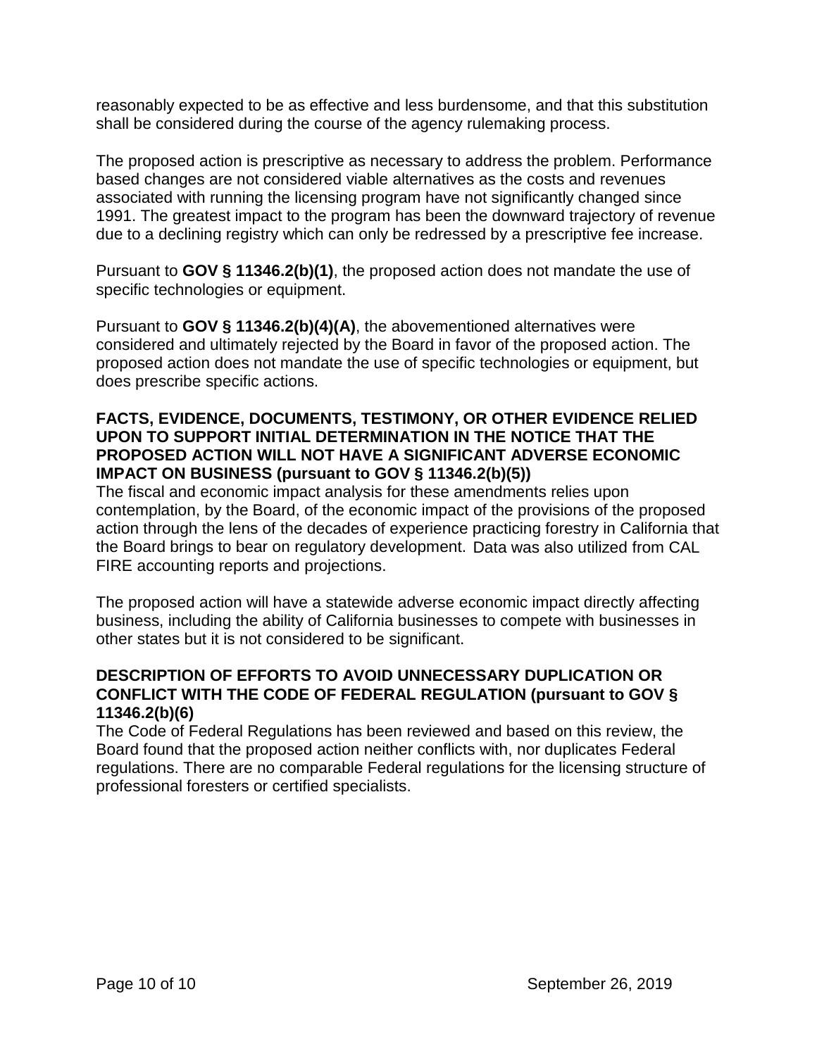reasonably expected to be as effective and less burdensome, and that this substitution shall be considered during the course of the agency rulemaking process.

The proposed action is prescriptive as necessary to address the problem. Performance based changes are not considered viable alternatives as the costs and revenues associated with running the licensing program have not significantly changed since 1991. The greatest impact to the program has been the downward trajectory of revenue due to a declining registry which can only be redressed by a prescriptive fee increase.

Pursuant to **GOV § 11346.2(b)(1)**, the proposed action does not mandate the use of specific technologies or equipment.

Pursuant to **GOV § 11346.2(b)(4)(A)**, the abovementioned alternatives were considered and ultimately rejected by the Board in favor of the proposed action. The proposed action does not mandate the use of specific technologies or equipment, but does prescribe specific actions.

**FACTS, EVIDENCE, DOCUMENTS, TESTIMONY, OR OTHER EVIDENCE RELIED UPON TO SUPPORT INITIAL DETERMINATION IN THE NOTICE THAT THE PROPOSED ACTION WILL NOT HAVE A SIGNIFICANT ADVERSE ECONOMIC IMPACT ON BUSINESS (pursuant to GOV § 11346.2(b)(5))**

The fiscal and economic impact analysis for these amendments relies upon contemplation, by the Board, of the economic impact of the provisions of the proposed action through the lens of the decades of experience practicing forestry in California that the Board brings to bear on regulatory development. Data was also utilized from CAL FIRE accounting reports and projections.

The proposed action will have a statewide adverse economic impact directly affecting business, including the ability of California businesses to compete with businesses in other states but it is not considered to be significant.

**DESCRIPTION OF EFFORTS TO AVOID UNNECESSARY DUPLICATION OR CONFLICT WITH THE CODE OF FEDERAL REGULATION (pursuant to GOV § 11346.2(b)(6)**

The Code of Federal Regulations has been reviewed and based on this review, the Board found that the proposed action neither conflicts with, nor duplicates Federal regulations. There are no comparable Federal regulations for the licensing structure of professional foresters or certified specialists.